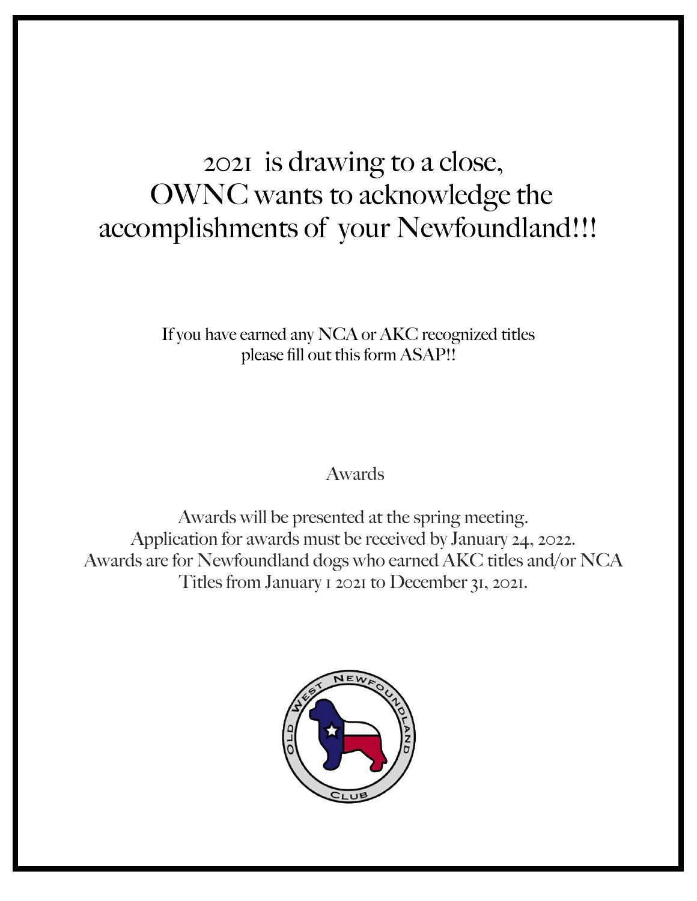# 2021 is drawing to a close, OWNC wants to acknowledge the accomplishments of your Newfoundland!!!

If you have earned any NCA or AKC recognized titles please fill out this form ASAP!!

## Awards

Awards will be presented at the spring meeting.
Application for awards must be received by January 24, 2022.
Awards are for Newfoundland dogs who earned AKC titles and/or NCA Titles from January 1 2021 to December 31, 2021.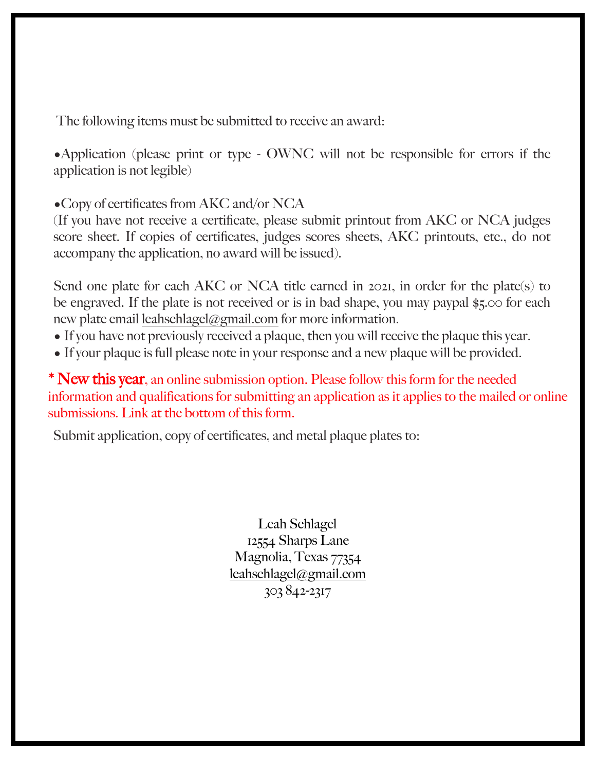The following items must be submitted to receive an award:

- Application (please print or type - OWNC will not be responsible for errors if the application is not legible)

- Copy of certificates from AKC and/or NCA

(If you have not receive a certificate, please submit printout from AKC or NCA judges score sheet. If copies of certificates, judges scores sheets, AKC printouts, etc., do not accompany the application, no award will be issued).

Send one plate for each AKC or NCA title earned in 2021, in order for the plate(s) to be engraved. If the plate is not received or is in bad shape, you may paypal $5.00 for each new plate email leahschlagel@gmail.com for more information.

- If you have not previously received a plaque, then you will receive the plaque this year.
- If your plaque is full please note in your response and a new plaque will be provided.

**\* New this year**, an online submission option. Please follow this form for the needed information and qualifications for submitting an application as it applies to the mailed or online submissions. Link at the bottom of this form.

Submit application, copy of certificates, and metal plaque plates to:

Leah Schlagel
12554 Sharps Lane
Magnolia, Texas 77354
leahschlagel@gmail.com
303 842-2317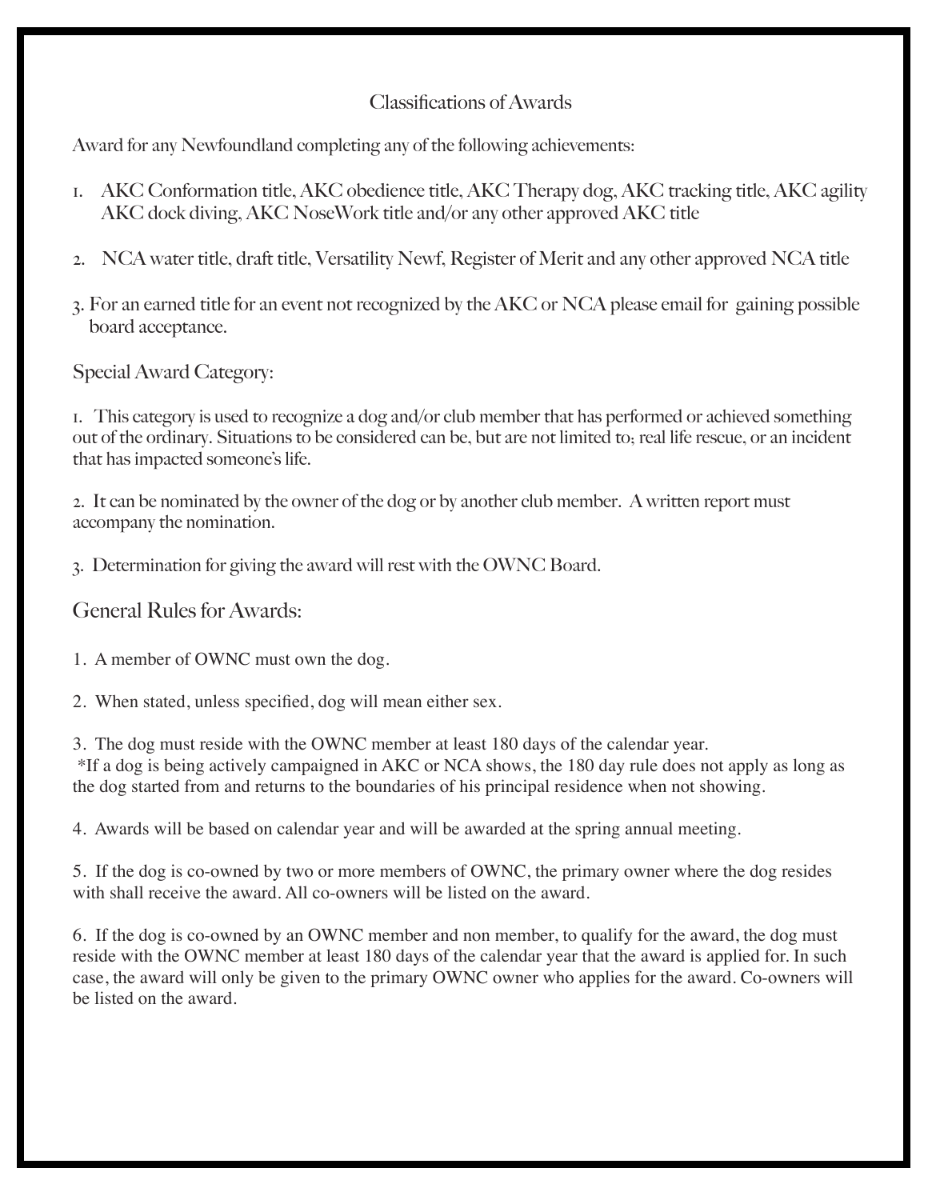# Classifications of Awards

Award for any Newfoundland completing any of the following achievements:

1. AKC Conformation title, AKC obedience title, AKC Therapy dog, AKC tracking title, AKC agility AKC dock diving, AKC NoseWork title and/or any other approved AKC title

2. NCA water title, draft title, Versatility Newf, Register of Merit and any other approved NCA title

3. For an earned title for an event not recognized by the AKC or NCA please email for gaining possible board acceptance.

## Special Award Category:

1. This category is used to recognize a dog and/or club member that has performed or achieved something out of the ordinary. Situations to be considered can be, but are not limited to; real life rescue, or an incident that has impacted someone's life.

2. It can be nominated by the owner of the dog or by another club member. A written report must accompany the nomination.

3. Determination for giving the award will rest with the OWNC Board.

## General Rules for Awards:

1. A member of OWNC must own the dog.

2. When stated, unless specified, dog will mean either sex.

3. The dog must reside with the OWNC member at least 180 days of the calendar year.
*If a dog is being actively campaigned in AKC or NCA shows, the 180 day rule does not apply as long as the dog started from and returns to the boundaries of his principal residence when not showing.

4. Awards will be based on calendar year and will be awarded at the spring annual meeting.

5. If the dog is co-owned by two or more members of OWNC, the primary owner where the dog resides with shall receive the award. All co-owners will be listed on the award.

6. If the dog is co-owned by an OWNC member and non member, to qualify for the award, the dog must reside with the OWNC member at least 180 days of the calendar year that the award is applied for. In such case, the award will only be given to the primary OWNC owner who applies for the award. Co-owners will be listed on the award.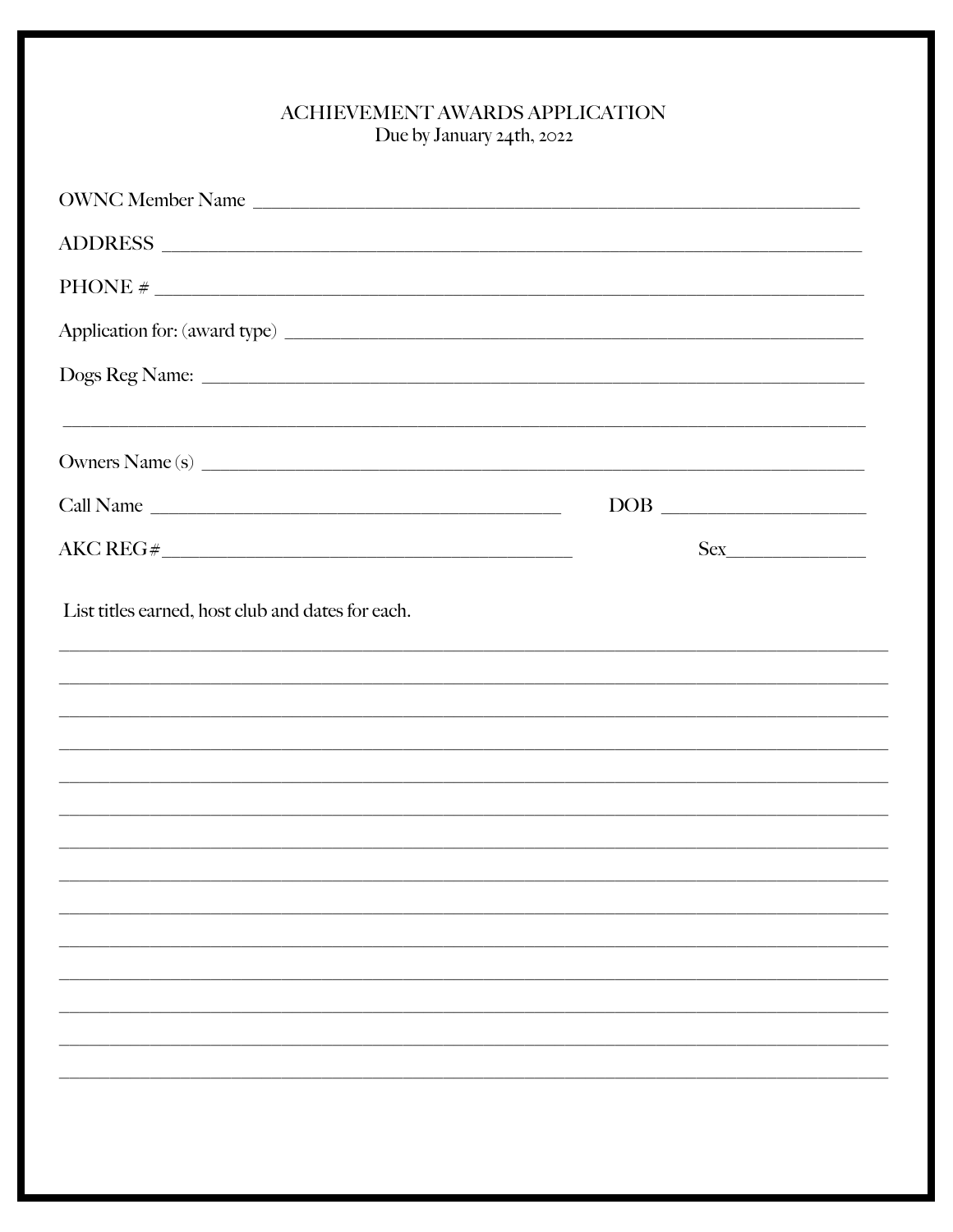# ACHIEVEMENT AWARDS APPLICATION

Due by January 24th, 2022

OWNC Member Name ___________________________________________________________

ADDRESS ___________________________________________________________

PHONE # ___________________________________________________________

Application for: (award type) ___________________________________________________________

Dogs Reg Name: ___________________________________________________________

___________________________________________________________

Owners Name (s) ___________________________________________________________

Call Name ___________________________________ DOB ____________________

AKC REG#___________________________________ Sex______________

List titles earned, host club and dates for each.

___________________________________________________________

___________________________________________________________

___________________________________________________________

___________________________________________________________

___________________________________________________________

___________________________________________________________

___________________________________________________________

___________________________________________________________

___________________________________________________________

___________________________________________________________

___________________________________________________________

___________________________________________________________

___________________________________________________________

___________________________________________________________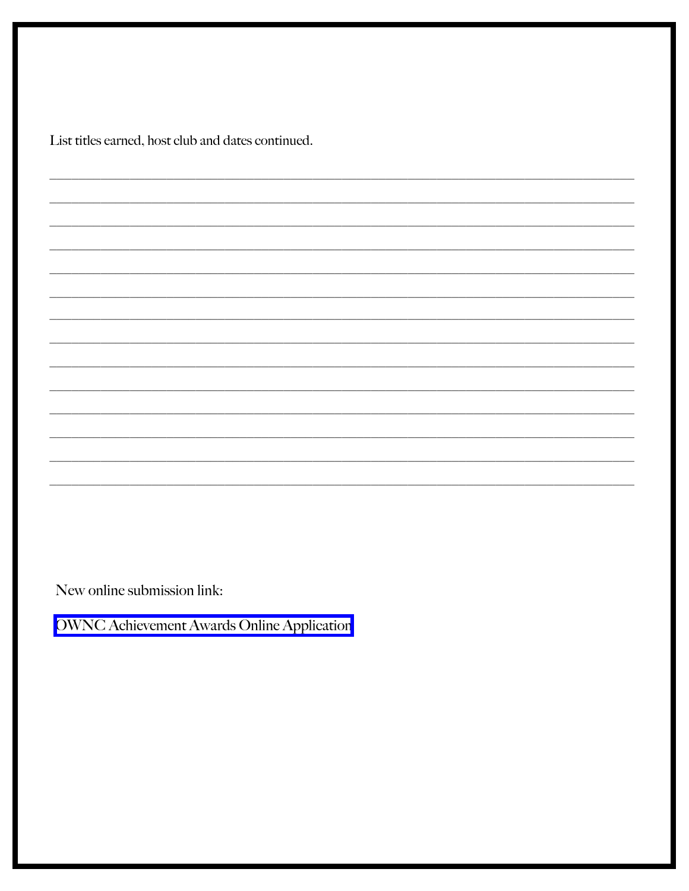List titles earned, host club and dates continued.

______________________________________________________________________________

______________________________________________________________________________

______________________________________________________________________________

______________________________________________________________________________

______________________________________________________________________________

______________________________________________________________________________

______________________________________________________________________________

______________________________________________________________________________

______________________________________________________________________________

______________________________________________________________________________

______________________________________________________________________________

______________________________________________________________________________

______________________________________________________________________________

______________________________________________________________________________

New online submission link:

OWNC Achievement Awards Online Application